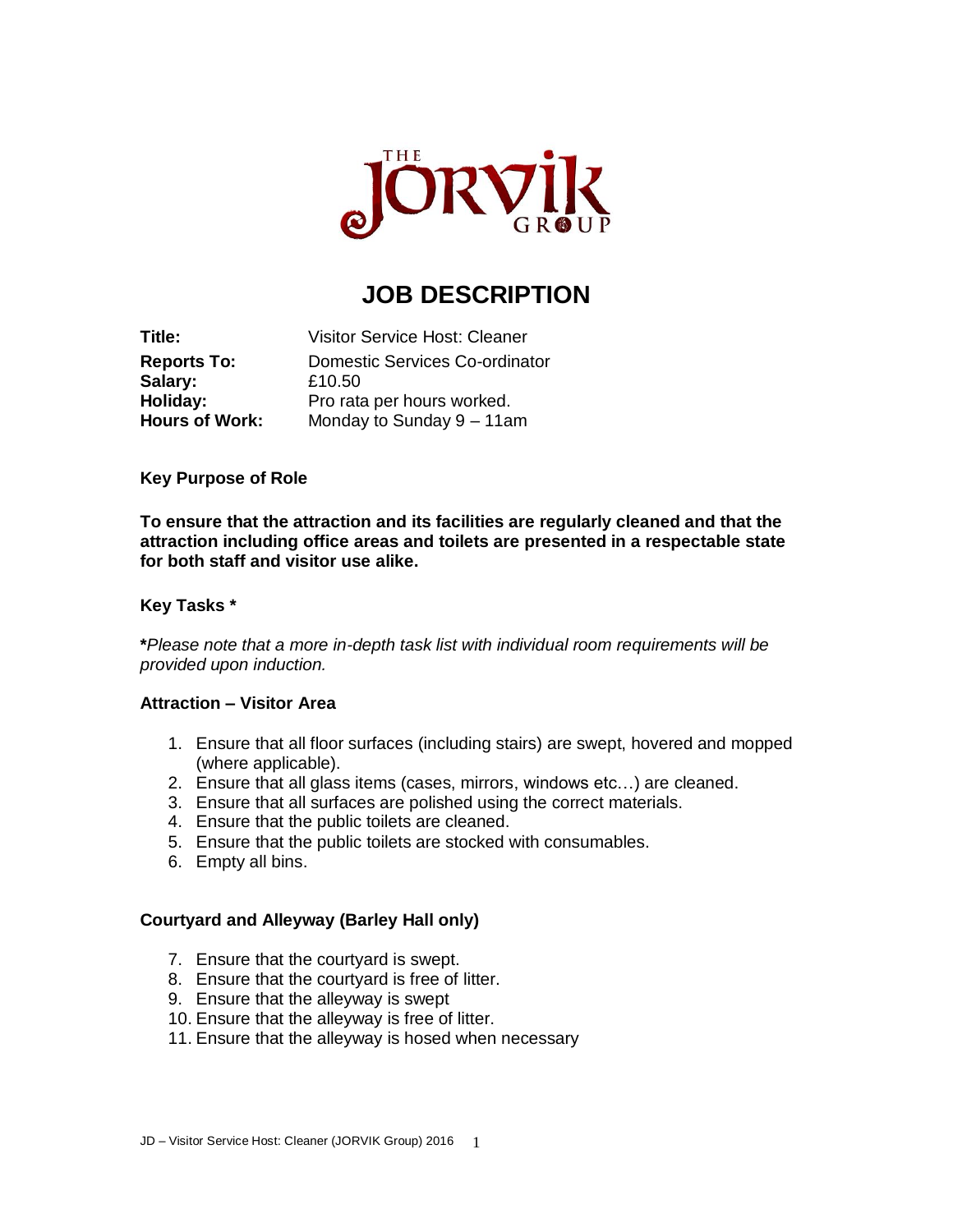THE JORVIK GROUP

# JOB DESCRIPTION

| | |
|---|---|
| **Title:** | Visitor Service Host: Cleaner |
| **Reports To:** | Domestic Services Co-ordinator |
| **Salary:** | £10.50 |
| **Holiday:** | Pro rata per hours worked. |
| **Hours of Work:** | Monday to Sunday 9 – 11am |

**Key Purpose of Role**

**To ensure that the attraction and its facilities are regularly cleaned and that the attraction including office areas and toilets are presented in a respectable state for both staff and visitor use alike.**

**Key Tasks ***

***Please note that a more in-depth task list with individual room requirements will be provided upon induction.*

**Attraction – Visitor Area**

1. Ensure that all floor surfaces (including stairs) are swept, hovered and mopped (where applicable).
2. Ensure that all glass items (cases, mirrors, windows etc…) are cleaned.
3. Ensure that all surfaces are polished using the correct materials.
4. Ensure that the public toilets are cleaned.
5. Ensure that the public toilets are stocked with consumables.
6. Empty all bins.

**Courtyard and Alleyway (Barley Hall only)**

7. Ensure that the courtyard is swept.
8. Ensure that the courtyard is free of litter.
9. Ensure that the alleyway is swept
10. Ensure that the alleyway is free of litter.
11. Ensure that the alleyway is hosed when necessary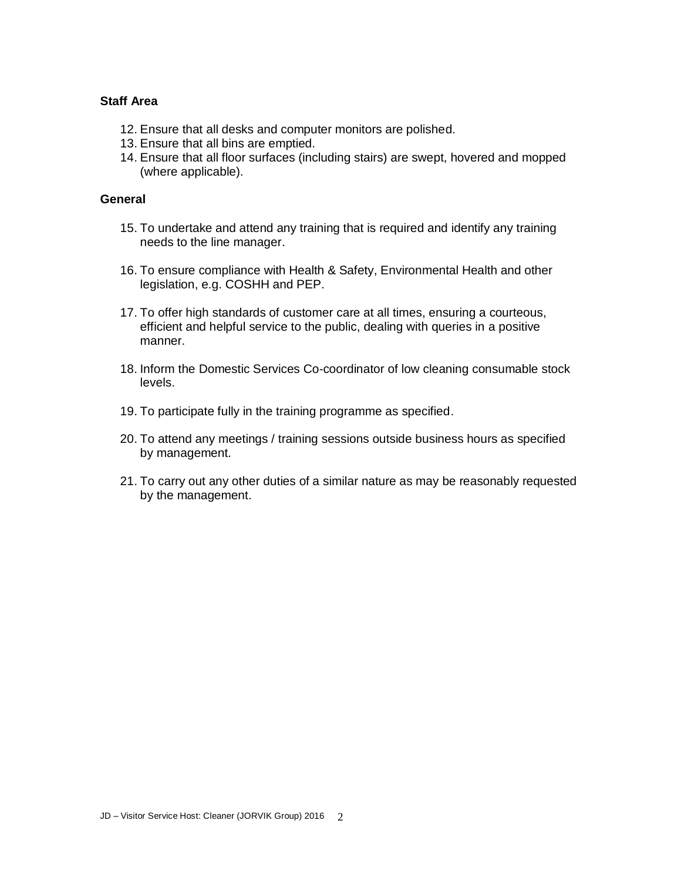**Staff Area**

12. Ensure that all desks and computer monitors are polished.
13. Ensure that all bins are emptied.
14. Ensure that all floor surfaces (including stairs) are swept, hovered and mopped (where applicable).

**General**

15. To undertake and attend any training that is required and identify any training needs to the line manager.

16. To ensure compliance with Health & Safety, Environmental Health and other legislation, e.g. COSHH and PEP.

17. To offer high standards of customer care at all times, ensuring a courteous, efficient and helpful service to the public, dealing with queries in a positive manner.

18. Inform the Domestic Services Co-coordinator of low cleaning consumable stock levels.

19. To participate fully in the training programme as specified.

20. To attend any meetings / training sessions outside business hours as specified by management.

21. To carry out any other duties of a similar nature as may be reasonably requested by the management.